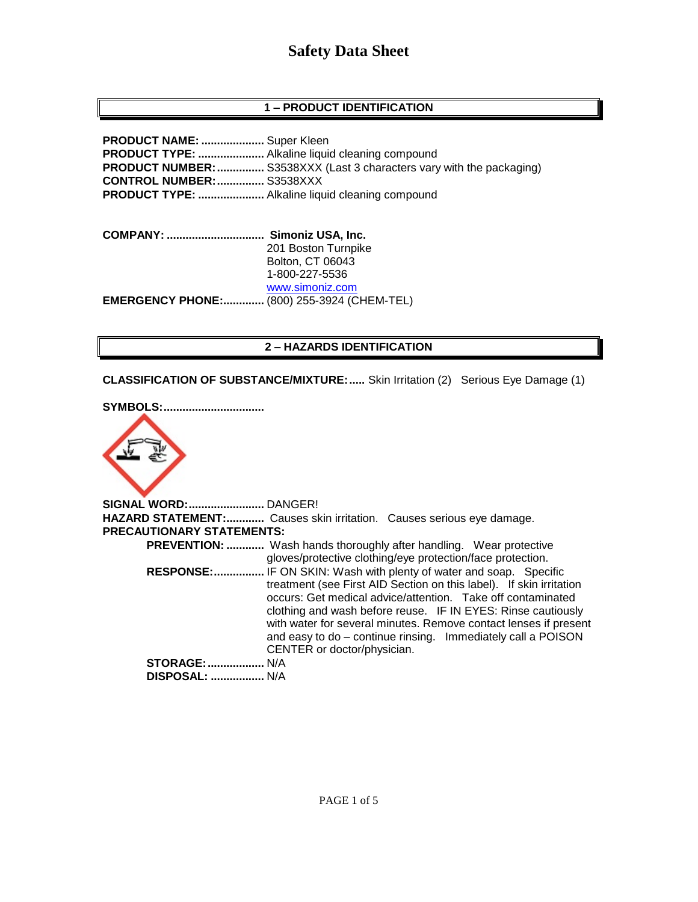# Safety Data Sheet

## 1 – PRODUCT IDENTIFICATION

**PRODUCT NAME:** .................... Super Kleen
**PRODUCT TYPE:** ..................... Alkaline liquid cleaning compound
**PRODUCT NUMBER:** ............... S3538XXX (Last 3 characters vary with the packaging)
**CONTROL NUMBER:** ............... S3538XXX
**PRODUCT TYPE:** ..................... Alkaline liquid cleaning compound

**COMPANY:** ............................... **Simoniz USA, Inc.**
201 Boston Turnpike
Bolton, CT 06043
1-800-227-5536
www.simoniz.com
**EMERGENCY PHONE:**............. (800) 255-3924 (CHEM-TEL)

## 2 – HAZARDS IDENTIFICATION

**CLASSIFICATION OF SUBSTANCE/MIXTURE:**..... Skin Irritation (2) Serious Eye Damage (1)

**SYMBOLS:**................................

**SIGNAL WORD:**........................ DANGER!
**HAZARD STATEMENT:**............ Causes skin irritation. Causes serious eye damage.
**PRECAUTIONARY STATEMENTS:**

- **PREVENTION:** ............ Wash hands thoroughly after handling. Wear protective gloves/protective clothing/eye protection/face protection.
- **RESPONSE:**................ IF ON SKIN: Wash with plenty of water and soap. Specific treatment (see First AID Section on this label). If skin irritation occurs: Get medical advice/attention. Take off contaminated clothing and wash before reuse. IF IN EYES: Rinse cautiously with water for several minutes. Remove contact lenses if present and easy to do – continue rinsing. Immediately call a POISON CENTER or doctor/physician.
- **STORAGE:**.................. N/A
- **DISPOSAL:** ................. N/A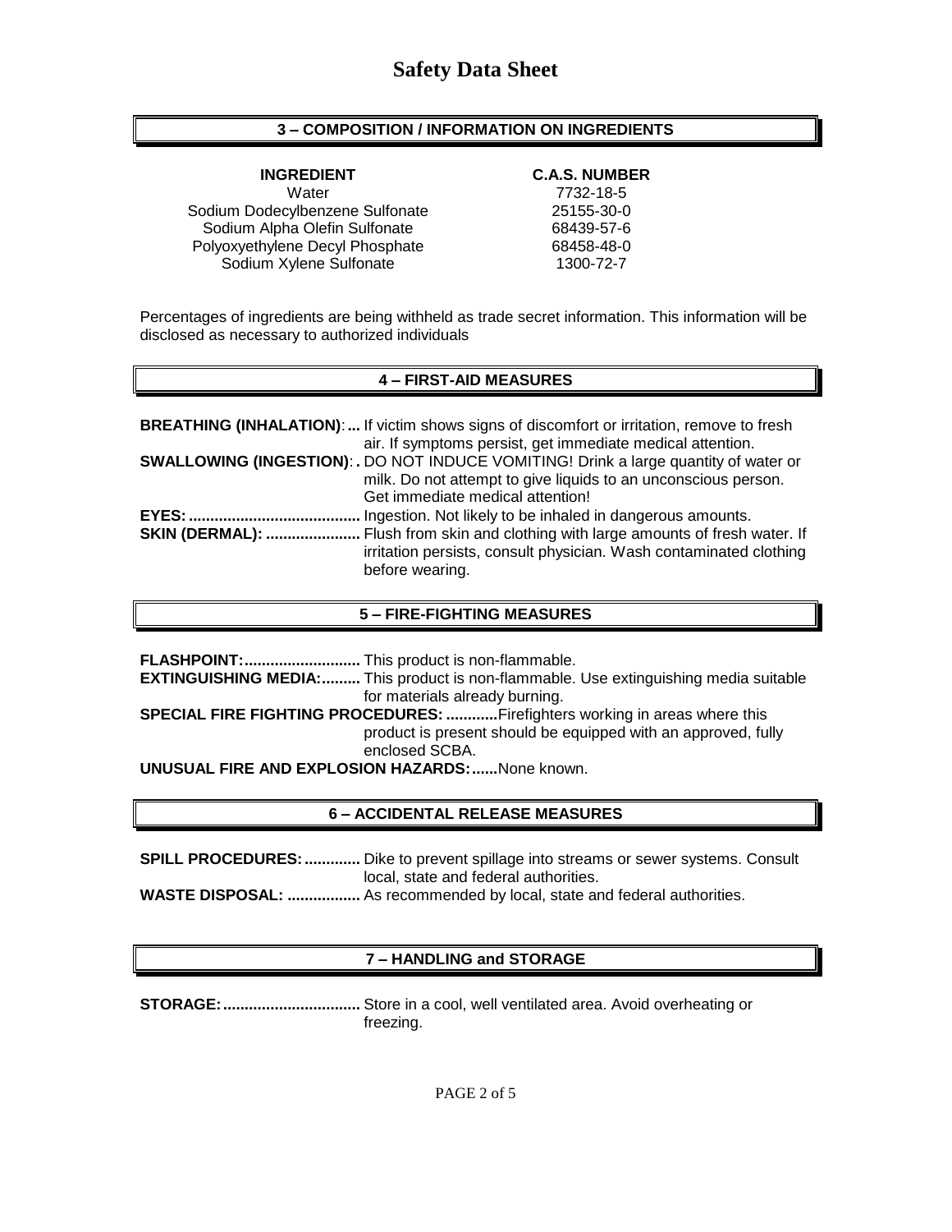# Safety Data Sheet

## 3 – COMPOSITION / INFORMATION ON INGREDIENTS

| INGREDIENT | C.A.S. NUMBER |
|---|---|
| Water | 7732-18-5 |
| Sodium Dodecylbenzene Sulfonate | 25155-30-0 |
| Sodium Alpha Olefin Sulfonate | 68439-57-6 |
| Polyoxyethylene Decyl Phosphate | 68458-48-0 |
| Sodium Xylene Sulfonate | 1300-72-7 |

Percentages of ingredients are being withheld as trade secret information. This information will be disclosed as necessary to authorized individuals

## 4 – FIRST-AID MEASURES

**BREATHING (INHALATION)**:**...** If victim shows signs of discomfort or irritation, remove to fresh air. If symptoms persist, get immediate medical attention.

**SWALLOWING (INGESTION)**:**.** DO NOT INDUCE VOMITING! Drink a large quantity of water or milk. Do not attempt to give liquids to an unconscious person. Get immediate medical attention!

**EYES:........................................** Ingestion. Not likely to be inhaled in dangerous amounts.

**SKIN (DERMAL): ......................** Flush from skin and clothing with large amounts of fresh water. If irritation persists, consult physician. Wash contaminated clothing before wearing.

## 5 – FIRE-FIGHTING MEASURES

**FLASHPOINT:...........................** This product is non-flammable.

**EXTINGUISHING MEDIA:.........** This product is non-flammable. Use extinguishing media suitable for materials already burning.

**SPECIAL FIRE FIGHTING PROCEDURES: ............**Firefighters working in areas where this product is present should be equipped with an approved, fully enclosed SCBA.

**UNUSUAL FIRE AND EXPLOSION HAZARDS:......**None known.

## 6 – ACCIDENTAL RELEASE MEASURES

**SPILL PROCEDURES: .............** Dike to prevent spillage into streams or sewer systems. Consult local, state and federal authorities.

**WASTE DISPOSAL: .................** As recommended by local, state and federal authorities.

## 7 – HANDLING and STORAGE

**STORAGE:................................** Store in a cool, well ventilated area. Avoid overheating or freezing.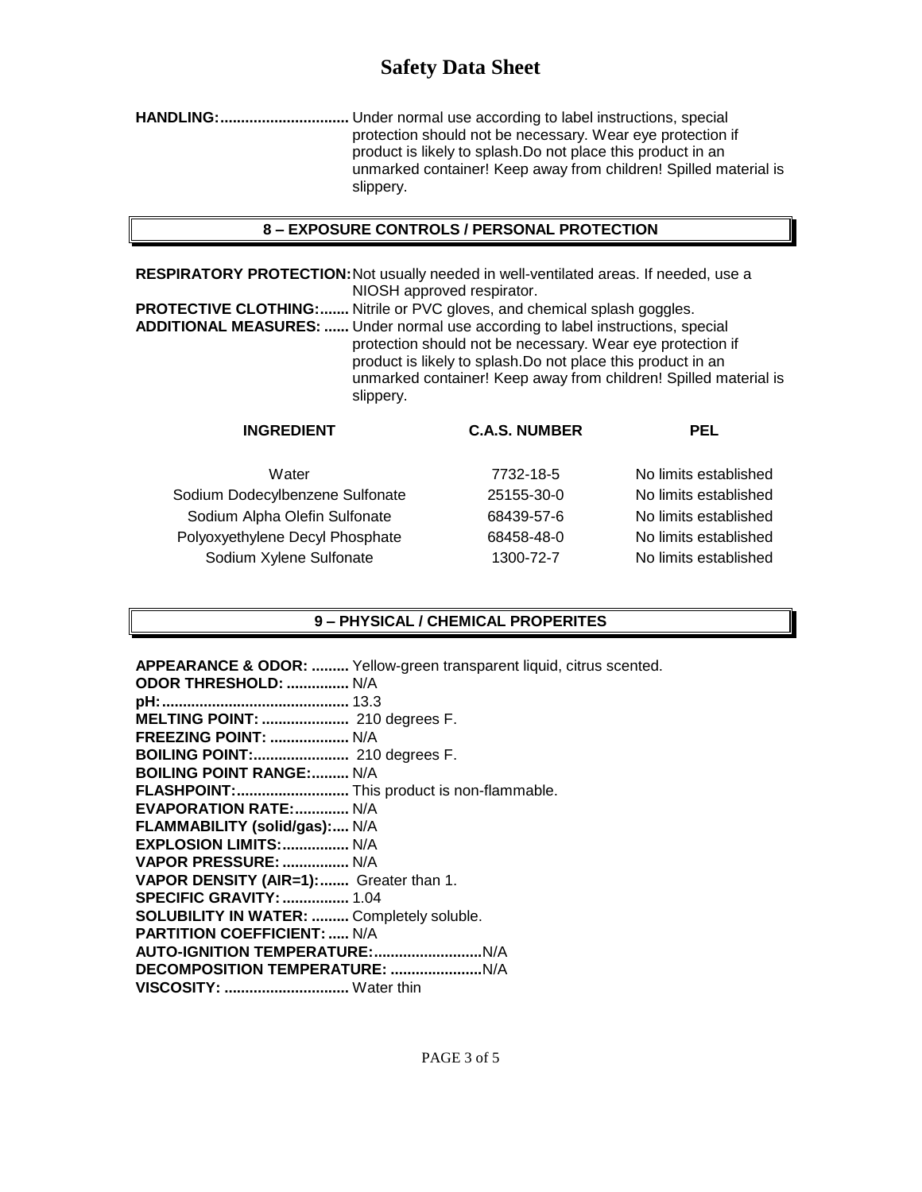**HANDLING:** ............................... Under normal use according to label instructions, special protection should not be necessary. Wear eye protection if product is likely to splash.Do not place this product in an unmarked container! Keep away from children! Spilled material is slippery.

## 8 – EXPOSURE CONTROLS / PERSONAL PROTECTION

**RESPIRATORY PROTECTION:** Not usually needed in well-ventilated areas. If needed, use a NIOSH approved respirator.

**PROTECTIVE CLOTHING:** ....... Nitrile or PVC gloves, and chemical splash goggles.

**ADDITIONAL MEASURES:** ...... Under normal use according to label instructions, special protection should not be necessary. Wear eye protection if product is likely to splash.Do not place this product in an unmarked container! Keep away from children! Spilled material is slippery.

| INGREDIENT | C.A.S. NUMBER | PEL |
|---|---|---|
| Water | 7732-18-5 | No limits established |
| Sodium Dodecylbenzene Sulfonate | 25155-30-0 | No limits established |
| Sodium Alpha Olefin Sulfonate | 68439-57-6 | No limits established |
| Polyoxyethylene Decyl Phosphate | 68458-48-0 | No limits established |
| Sodium Xylene Sulfonate | 1300-72-7 | No limits established |

## 9 – PHYSICAL / CHEMICAL PROPERITES

**APPEARANCE & ODOR:** ......... Yellow-green transparent liquid, citrus scented.
**ODOR THRESHOLD:** ............... N/A
**pH:** ........................................... 13.3
**MELTING POINT:** ..................... 210 degrees F.
**FREEZING POINT:** ................... N/A
**BOILING POINT:** ....................... 210 degrees F.
**BOILING POINT RANGE:** ......... N/A
**FLASHPOINT:** .......................... This product is non-flammable.
**EVAPORATION RATE:** ............. N/A
**FLAMMABILITY (solid/gas):** .... N/A
**EXPLOSION LIMITS:** ................ N/A
**VAPOR PRESSURE:** ................ N/A
**VAPOR DENSITY (AIR=1):** ....... Greater than 1.
**SPECIFIC GRAVITY:** ................ 1.04
**SOLUBILITY IN WATER:** ......... Completely soluble.
**PARTITION COEFFICIENT:** ..... N/A
**AUTO-IGNITION TEMPERATURE:** .........................N/A
**DECOMPOSITION TEMPERATURE:** ......................N/A
**VISCOSITY:** .............................. Water thin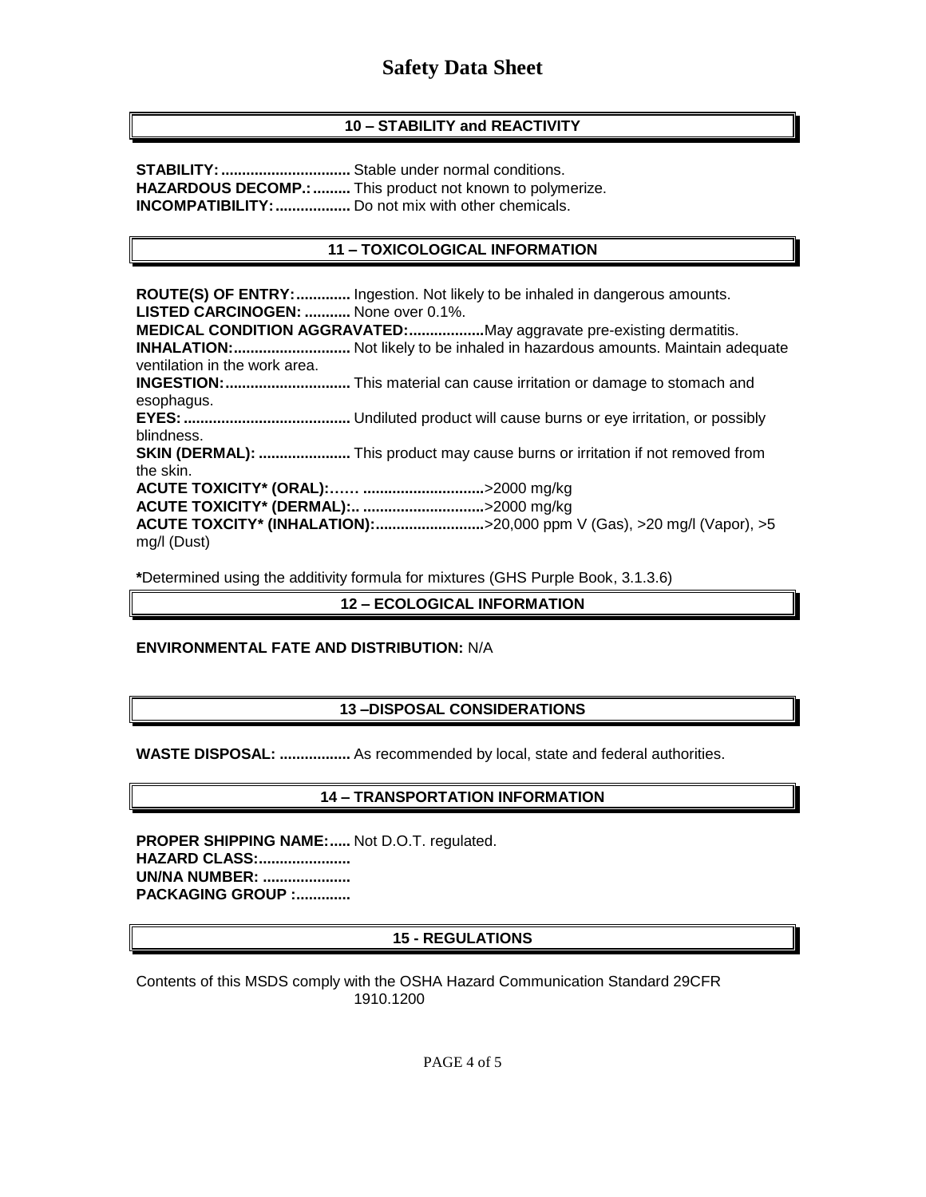## 10 – STABILITY and REACTIVITY

**STABILITY:** ............................... Stable under normal conditions.
**HAZARDOUS DECOMP.:** ......... This product not known to polymerize.
**INCOMPATIBILITY:** .................. Do not mix with other chemicals.

## 11 – TOXICOLOGICAL INFORMATION

**ROUTE(S) OF ENTRY:** ............. Ingestion. Not likely to be inhaled in dangerous amounts.
**LISTED CARCINOGEN:** ........... None over 0.1%.
**MEDICAL CONDITION AGGRAVATED:**..................May aggravate pre-existing dermatitis.
**INHALATION:**............................ Not likely to be inhaled in hazardous amounts. Maintain adequate ventilation in the work area.
**INGESTION:**.............................. This material can cause irritation or damage to stomach and esophagus.
**EYES:**........................................ Undiluted product will cause burns or eye irritation, or possibly blindness.
**SKIN (DERMAL):** ...................... This product may cause burns or irritation if not removed from the skin.
**ACUTE TOXICITY* (ORAL):**…… ............................>2000 mg/kg
**ACUTE TOXICITY* (DERMAL):**.. ............................>2000 mg/kg
**ACUTE TOXCITY* (INHALATION):**..........................>20,000 ppm V (Gas), >20 mg/l (Vapor), >5 mg/l (Dust)

**\***Determined using the additivity formula for mixtures (GHS Purple Book, 3.1.3.6)

## 12 – ECOLOGICAL INFORMATION

**ENVIRONMENTAL FATE AND DISTRIBUTION:** N/A

## 13 –DISPOSAL CONSIDERATIONS

**WASTE DISPOSAL:** ................. As recommended by local, state and federal authorities.

## 14 – TRANSPORTATION INFORMATION

**PROPER SHIPPING NAME:**..... Not D.O.T. regulated.
**HAZARD CLASS:**......................
**UN/NA NUMBER:** .....................
**PACKAGING GROUP :**.............

## 15 - REGULATIONS

Contents of this MSDS comply with the OSHA Hazard Communication Standard 29CFR 1910.1200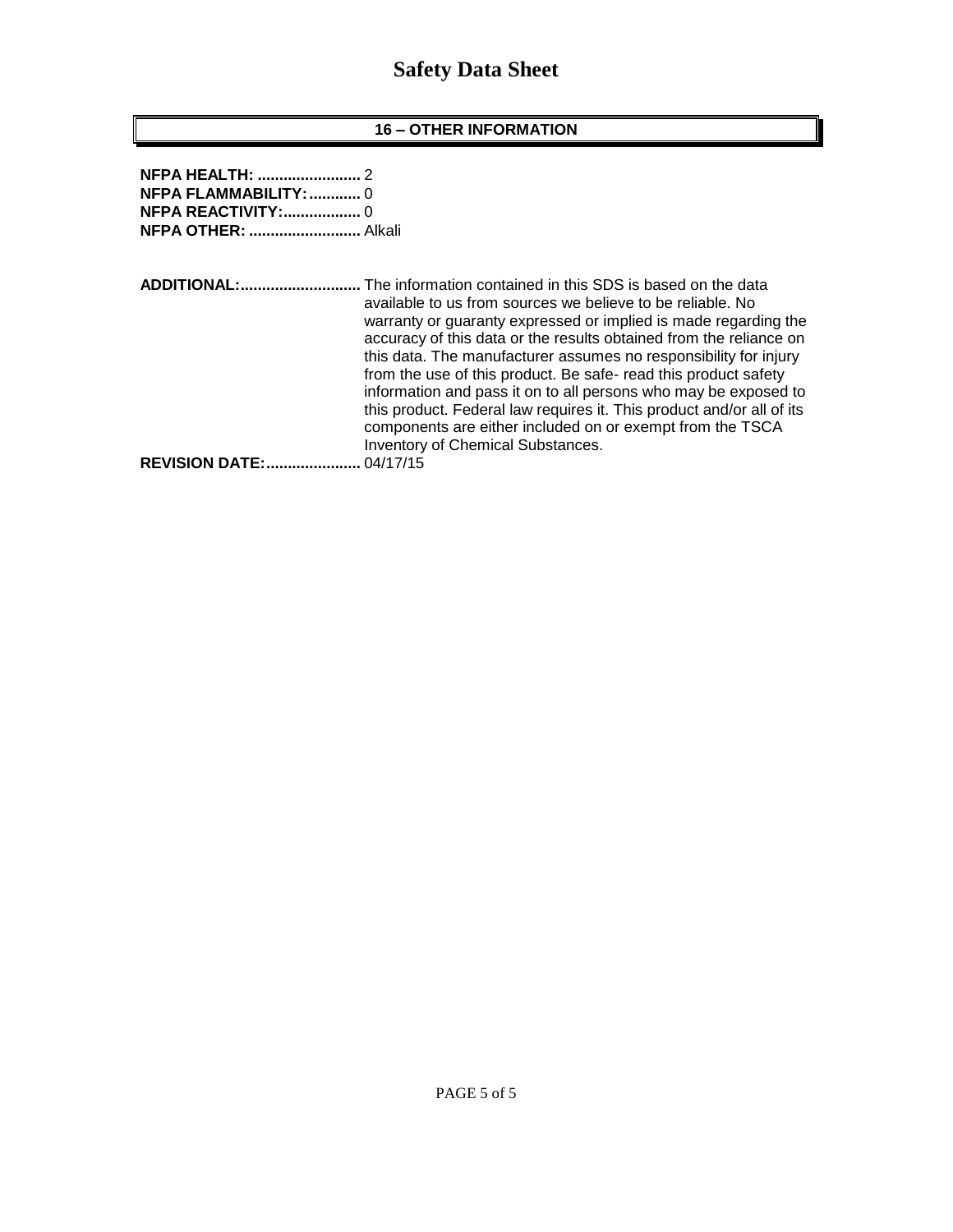## 16 – OTHER INFORMATION

**NFPA HEALTH: ........................** 2
**NFPA FLAMMABILITY: ............** 0
**NFPA REACTIVITY: ..................** 0
**NFPA OTHER: ..........................** Alkali

**ADDITIONAL: ............................** The information contained in this SDS is based on the data available to us from sources we believe to be reliable. No warranty or guaranty expressed or implied is made regarding the accuracy of this data or the results obtained from the reliance on this data. The manufacturer assumes no responsibility for injury from the use of this product. Be safe- read this product safety information and pass it on to all persons who may be exposed to this product. Federal law requires it. This product and/or all of its components are either included on or exempt from the TSCA Inventory of Chemical Substances.

**REVISION DATE: ......................** 04/17/15